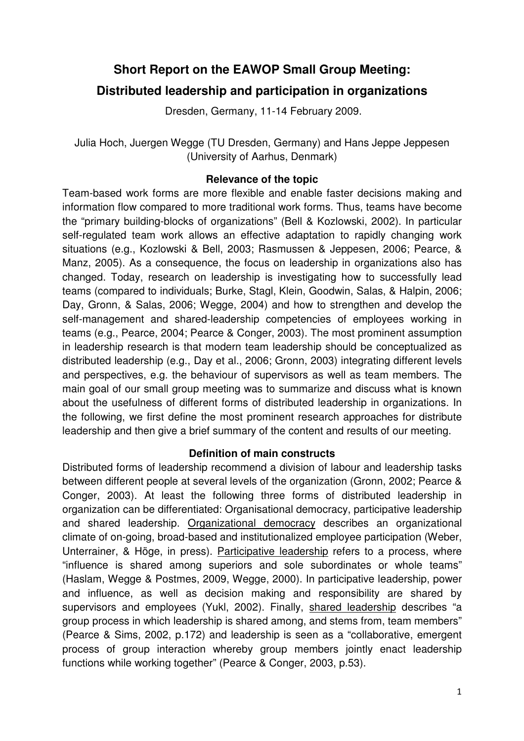# Short Report on the EAWOP Small Group Meeting:
# Distributed leadership and participation in organizations

Dresden, Germany, 11-14 February 2009.

Julia Hoch, Juergen Wegge (TU Dresden, Germany) and Hans Jeppe Jeppesen (University of Aarhus, Denmark)

## Relevance of the topic

Team-based work forms are more flexible and enable faster decisions making and information flow compared to more traditional work forms. Thus, teams have become the "primary building-blocks of organizations" (Bell & Kozlowski, 2002). In particular self-regulated team work allows an effective adaptation to rapidly changing work situations (e.g., Kozlowski & Bell, 2003; Rasmussen & Jeppesen, 2006; Pearce, & Manz, 2005). As a consequence, the focus on leadership in organizations also has changed. Today, research on leadership is investigating how to successfully lead teams (compared to individuals; Burke, Stagl, Klein, Goodwin, Salas, & Halpin, 2006; Day, Gronn, & Salas, 2006; Wegge, 2004) and how to strengthen and develop the self-management and shared-leadership competencies of employees working in teams (e.g., Pearce, 2004; Pearce & Conger, 2003). The most prominent assumption in leadership research is that modern team leadership should be conceptualized as distributed leadership (e.g., Day et al., 2006; Gronn, 2003) integrating different levels and perspectives, e.g. the behaviour of supervisors as well as team members. The main goal of our small group meeting was to summarize and discuss what is known about the usefulness of different forms of distributed leadership in organizations. In the following, we first define the most prominent research approaches for distribute leadership and then give a brief summary of the content and results of our meeting.

## Definition of main constructs

Distributed forms of leadership recommend a division of labour and leadership tasks between different people at several levels of the organization (Gronn, 2002; Pearce & Conger, 2003). At least the following three forms of distributed leadership in organization can be differentiated: Organisational democracy, participative leadership and shared leadership. <u>Organizational democracy</u> describes an organizational climate of on-going, broad-based and institutionalized employee participation (Weber, Unterrainer, & Höge, in press). <u>Participative leadership</u> refers to a process, where "influence is shared among superiors and sole subordinates or whole teams" (Haslam, Wegge & Postmes, 2009, Wegge, 2000). In participative leadership, power and influence, as well as decision making and responsibility are shared by supervisors and employees (Yukl, 2002). Finally, <u>shared leadership</u> describes "a group process in which leadership is shared among, and stems from, team members" (Pearce & Sims, 2002, p.172) and leadership is seen as a "collaborative, emergent process of group interaction whereby group members jointly enact leadership functions while working together" (Pearce & Conger, 2003, p.53).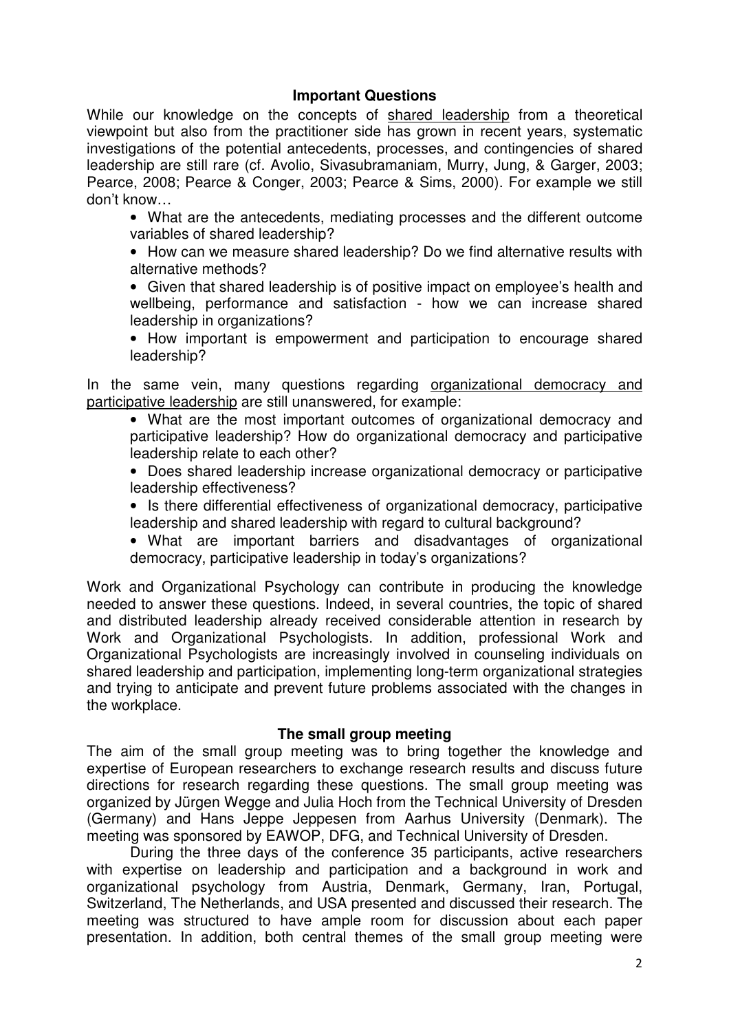### Important Questions

While our knowledge on the concepts of shared leadership from a theoretical viewpoint but also from the practitioner side has grown in recent years, systematic investigations of the potential antecedents, processes, and contingencies of shared leadership are still rare (cf. Avolio, Sivasubramaniam, Murry, Jung, & Garger, 2003; Pearce, 2008; Pearce & Conger, 2003; Pearce & Sims, 2000). For example we still don't know…

- What are the antecedents, mediating processes and the different outcome variables of shared leadership?
- How can we measure shared leadership? Do we find alternative results with alternative methods?
- Given that shared leadership is of positive impact on employee's health and wellbeing, performance and satisfaction - how we can increase shared leadership in organizations?
- How important is empowerment and participation to encourage shared leadership?

In the same vein, many questions regarding organizational democracy and participative leadership are still unanswered, for example:

- What are the most important outcomes of organizational democracy and participative leadership? How do organizational democracy and participative leadership relate to each other?
- Does shared leadership increase organizational democracy or participative leadership effectiveness?
- Is there differential effectiveness of organizational democracy, participative leadership and shared leadership with regard to cultural background?
- What are important barriers and disadvantages of organizational democracy, participative leadership in today's organizations?

Work and Organizational Psychology can contribute in producing the knowledge needed to answer these questions. Indeed, in several countries, the topic of shared and distributed leadership already received considerable attention in research by Work and Organizational Psychologists. In addition, professional Work and Organizational Psychologists are increasingly involved in counseling individuals on shared leadership and participation, implementing long-term organizational strategies and trying to anticipate and prevent future problems associated with the changes in the workplace.

### The small group meeting

The aim of the small group meeting was to bring together the knowledge and expertise of European researchers to exchange research results and discuss future directions for research regarding these questions. The small group meeting was organized by Jürgen Wegge and Julia Hoch from the Technical University of Dresden (Germany) and Hans Jeppe Jeppesen from Aarhus University (Denmark). The meeting was sponsored by EAWOP, DFG, and Technical University of Dresden.

During the three days of the conference 35 participants, active researchers with expertise on leadership and participation and a background in work and organizational psychology from Austria, Denmark, Germany, Iran, Portugal, Switzerland, The Netherlands, and USA presented and discussed their research. The meeting was structured to have ample room for discussion about each paper presentation. In addition, both central themes of the small group meeting were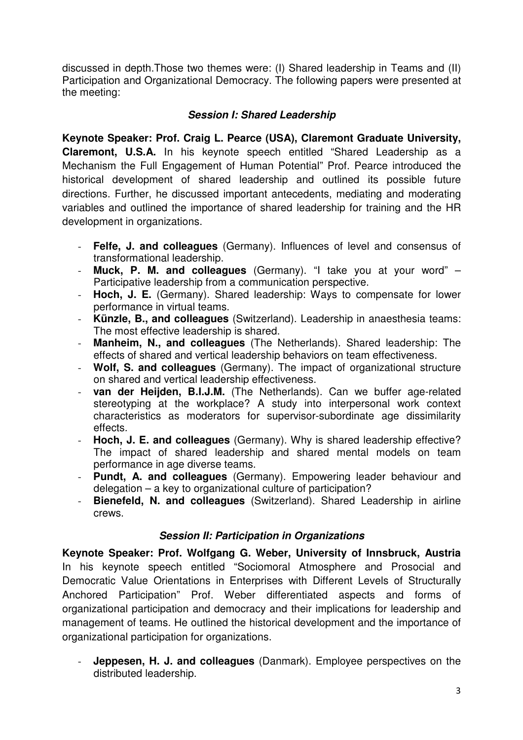discussed in depth.Those two themes were: (I) Shared leadership in Teams and (II) Participation and Organizational Democracy. The following papers were presented at the meeting:

### *Session I: Shared Leadership*

**Keynote Speaker: Prof. Craig L. Pearce (USA), Claremont Graduate University, Claremont, U.S.A.** In his keynote speech entitled "Shared Leadership as a Mechanism the Full Engagement of Human Potential" Prof. Pearce introduced the historical development of shared leadership and outlined its possible future directions. Further, he discussed important antecedents, mediating and moderating variables and outlined the importance of shared leadership for training and the HR development in organizations.

- **Felfe, J. and colleagues** (Germany). Influences of level and consensus of transformational leadership.
- **Muck, P. M. and colleagues** (Germany). "I take you at your word" – Participative leadership from a communication perspective.
- **Hoch, J. E.** (Germany). Shared leadership: Ways to compensate for lower performance in virtual teams.
- **Künzle, B., and colleagues** (Switzerland). Leadership in anaesthesia teams: The most effective leadership is shared.
- **Manheim, N., and colleagues** (The Netherlands). Shared leadership: The effects of shared and vertical leadership behaviors on team effectiveness.
- **Wolf, S. and colleagues** (Germany). The impact of organizational structure on shared and vertical leadership effectiveness.
- **van der Heijden, B.I.J.M.** (The Netherlands). Can we buffer age-related stereotyping at the workplace? A study into interpersonal work context characteristics as moderators for supervisor-subordinate age dissimilarity effects.
- **Hoch, J. E. and colleagues** (Germany). Why is shared leadership effective? The impact of shared leadership and shared mental models on team performance in age diverse teams.
- **Pundt, A. and colleagues** (Germany). Empowering leader behaviour and delegation – a key to organizational culture of participation?
- **Bienefeld, N. and colleagues** (Switzerland). Shared Leadership in airline crews.

### *Session II: Participation in Organizations*

**Keynote Speaker: Prof. Wolfgang G. Weber, University of Innsbruck, Austria** In his keynote speech entitled "Sociomoral Atmosphere and Prosocial and Democratic Value Orientations in Enterprises with Different Levels of Structurally Anchored Participation" Prof. Weber differentiated aspects and forms of organizational participation and democracy and their implications for leadership and management of teams. He outlined the historical development and the importance of organizational participation for organizations.

- **Jeppesen, H. J. and colleagues** (Danmark). Employee perspectives on the distributed leadership.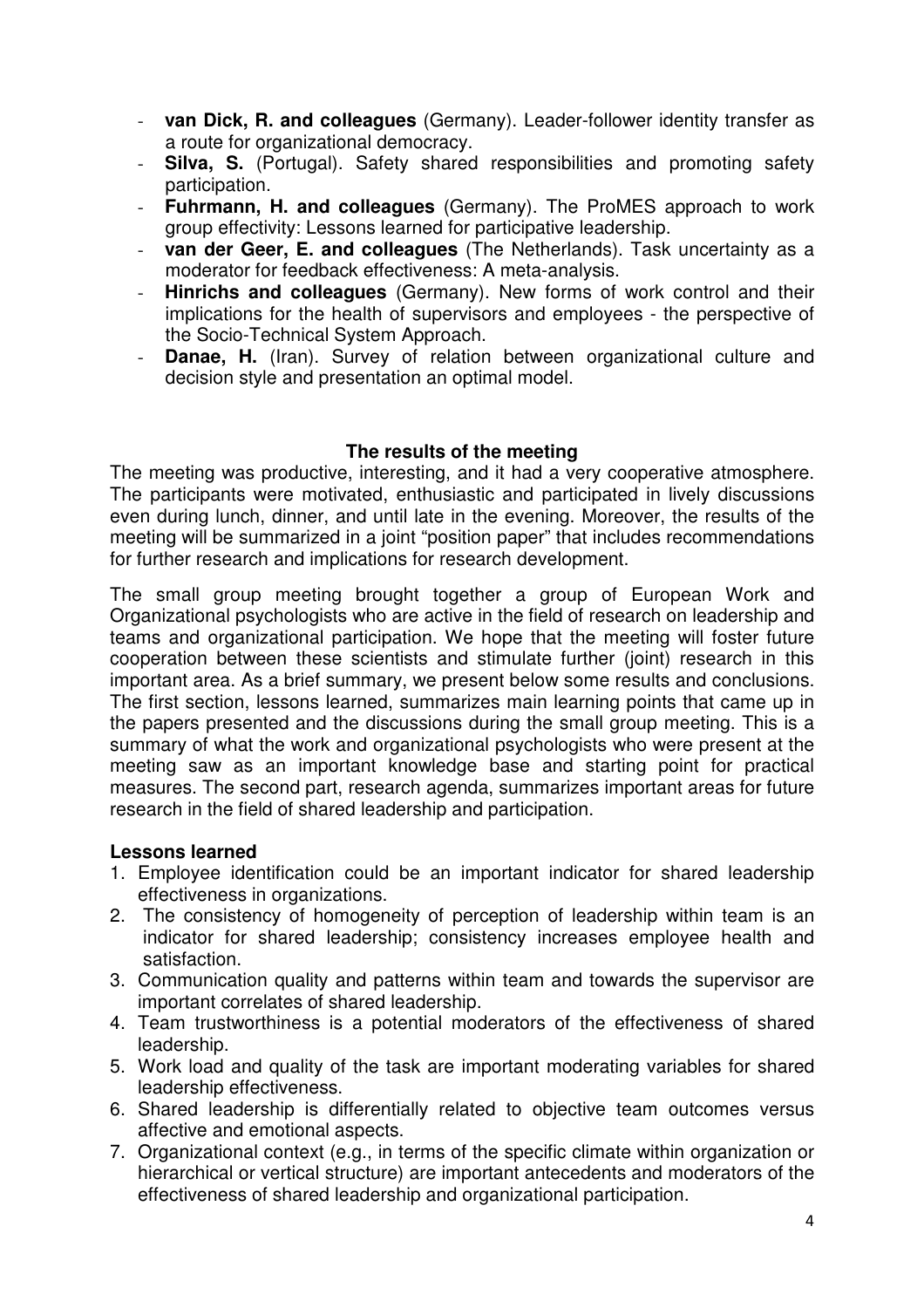- **van Dick, R. and colleagues** (Germany). Leader-follower identity transfer as a route for organizational democracy.
- **Silva, S.** (Portugal). Safety shared responsibilities and promoting safety participation.
- **Fuhrmann, H. and colleagues** (Germany). The ProMES approach to work group effectivity: Lessons learned for participative leadership.
- **van der Geer, E. and colleagues** (The Netherlands). Task uncertainty as a moderator for feedback effectiveness: A meta-analysis.
- **Hinrichs and colleagues** (Germany). New forms of work control and their implications for the health of supervisors and employees - the perspective of the Socio-Technical System Approach.
- **Danae, H.** (Iran). Survey of relation between organizational culture and decision style and presentation an optimal model.

## The results of the meeting

The meeting was productive, interesting, and it had a very cooperative atmosphere. The participants were motivated, enthusiastic and participated in lively discussions even during lunch, dinner, and until late in the evening. Moreover, the results of the meeting will be summarized in a joint "position paper" that includes recommendations for further research and implications for research development.

The small group meeting brought together a group of European Work and Organizational psychologists who are active in the field of research on leadership and teams and organizational participation. We hope that the meeting will foster future cooperation between these scientists and stimulate further (joint) research in this important area. As a brief summary, we present below some results and conclusions. The first section, lessons learned, summarizes main learning points that came up in the papers presented and the discussions during the small group meeting. This is a summary of what the work and organizational psychologists who were present at the meeting saw as an important knowledge base and starting point for practical measures. The second part, research agenda, summarizes important areas for future research in the field of shared leadership and participation.

### Lessons learned

1. Employee identification could be an important indicator for shared leadership effectiveness in organizations.
2. The consistency of homogeneity of perception of leadership within team is an indicator for shared leadership; consistency increases employee health and satisfaction.
3. Communication quality and patterns within team and towards the supervisor are important correlates of shared leadership.
4. Team trustworthiness is a potential moderators of the effectiveness of shared leadership.
5. Work load and quality of the task are important moderating variables for shared leadership effectiveness.
6. Shared leadership is differentially related to objective team outcomes versus affective and emotional aspects.
7. Organizational context (e.g., in terms of the specific climate within organization or hierarchical or vertical structure) are important antecedents and moderators of the effectiveness of shared leadership and organizational participation.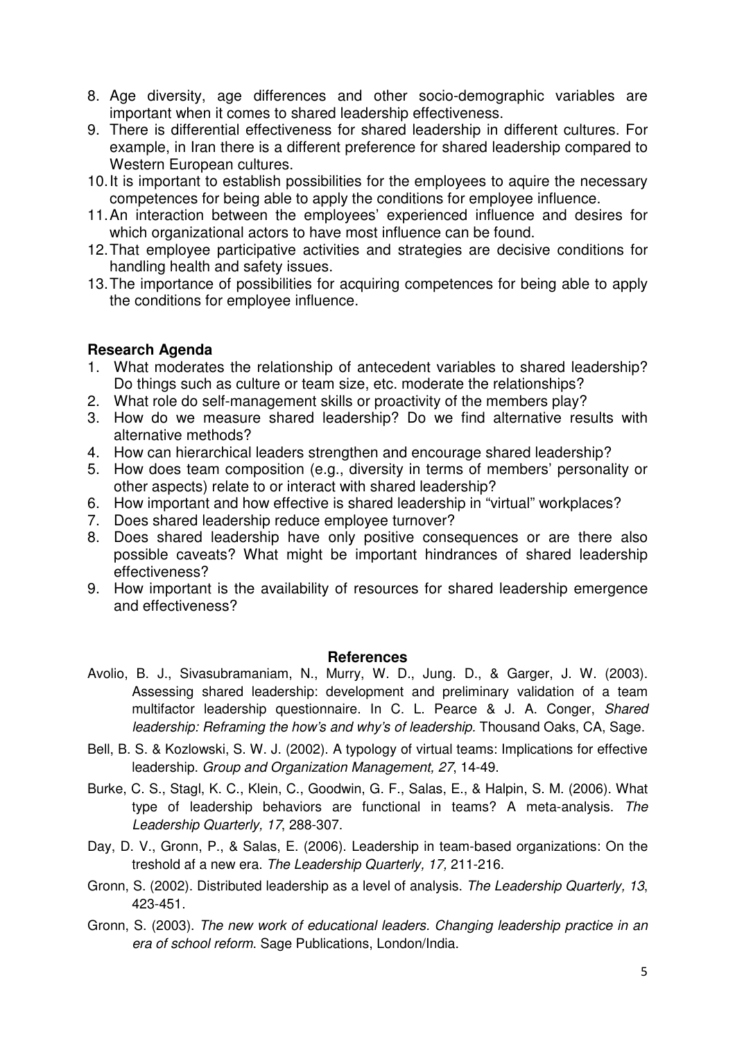8. Age diversity, age differences and other socio-demographic variables are important when it comes to shared leadership effectiveness.
9. There is differential effectiveness for shared leadership in different cultures. For example, in Iran there is a different preference for shared leadership compared to Western European cultures.
10. It is important to establish possibilities for the employees to aquire the necessary competences for being able to apply the conditions for employee influence.
11. An interaction between the employees' experienced influence and desires for which organizational actors to have most influence can be found.
12. That employee participative activities and strategies are decisive conditions for handling health and safety issues.
13. The importance of possibilities for acquiring competences for being able to apply the conditions for employee influence.

**Research Agenda**

1. What moderates the relationship of antecedent variables to shared leadership? Do things such as culture or team size, etc. moderate the relationships?
2. What role do self-management skills or proactivity of the members play?
3. How do we measure shared leadership? Do we find alternative results with alternative methods?
4. How can hierarchical leaders strengthen and encourage shared leadership?
5. How does team composition (e.g., diversity in terms of members' personality or other aspects) relate to or interact with shared leadership?
6. How important and how effective is shared leadership in "virtual" workplaces?
7. Does shared leadership reduce employee turnover?
8. Does shared leadership have only positive consequences or are there also possible caveats? What might be important hindrances of shared leadership effectiveness?
9. How important is the availability of resources for shared leadership emergence and effectiveness?

**References**

Avolio, B. J., Sivasubramaniam, N., Murry, W. D., Jung. D., & Garger, J. W. (2003). Assessing shared leadership: development and preliminary validation of a team multifactor leadership questionnaire. In C. L. Pearce & J. A. Conger, *Shared leadership: Reframing the how's and why's of leadership*. Thousand Oaks, CA, Sage.

Bell, B. S. & Kozlowski, S. W. J. (2002). A typology of virtual teams: Implications for effective leadership. *Group and Organization Management, 27*, 14-49.

Burke, C. S., Stagl, K. C., Klein, C., Goodwin, G. F., Salas, E., & Halpin, S. M. (2006). What type of leadership behaviors are functional in teams? A meta-analysis. *The Leadership Quarterly, 17*, 288-307.

Day, D. V., Gronn, P., & Salas, E. (2006). Leadership in team-based organizations: On the treshold af a new era. *The Leadership Quarterly, 17,* 211-216.

Gronn, S. (2002). Distributed leadership as a level of analysis. *The Leadership Quarterly, 13*, 423-451.

Gronn, S. (2003). *The new work of educational leaders. Changing leadership practice in an era of school reform*. Sage Publications, London/India.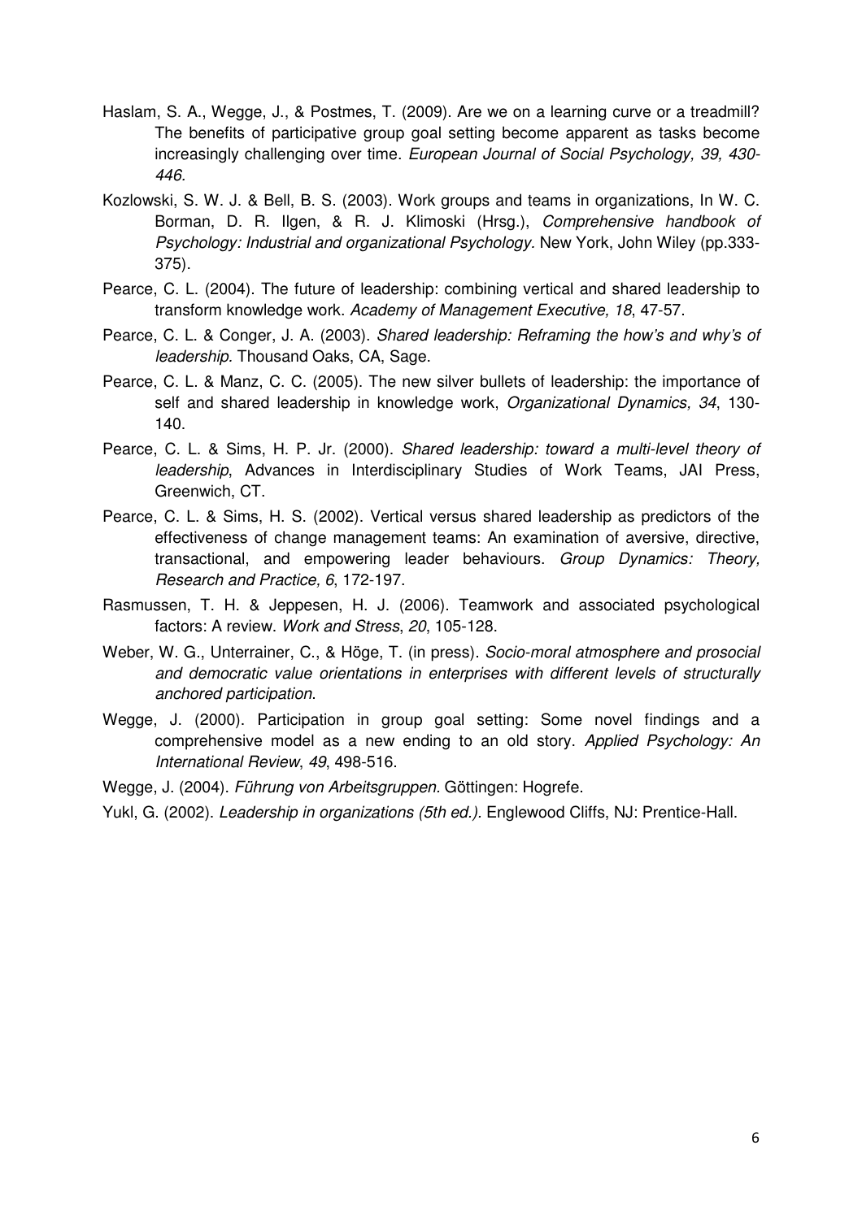Haslam, S. A., Wegge, J., & Postmes, T. (2009). Are we on a learning curve or a treadmill? The benefits of participative group goal setting become apparent as tasks become increasingly challenging over time. *European Journal of Social Psychology, 39, 430-446.*

Kozlowski, S. W. J. & Bell, B. S. (2003). Work groups and teams in organizations, In W. C. Borman, D. R. Ilgen, & R. J. Klimoski (Hrsg.), *Comprehensive handbook of Psychology: Industrial and organizational Psychology.* New York, John Wiley (pp.333-375).

Pearce, C. L. (2004). The future of leadership: combining vertical and shared leadership to transform knowledge work. *Academy of Management Executive, 18*, 47-57.

Pearce, C. L. & Conger, J. A. (2003). *Shared leadership: Reframing the how's and why's of leadership*. Thousand Oaks, CA, Sage.

Pearce, C. L. & Manz, C. C. (2005). The new silver bullets of leadership: the importance of self and shared leadership in knowledge work, *Organizational Dynamics, 34*, 130-140.

Pearce, C. L. & Sims, H. P. Jr. (2000). *Shared leadership: toward a multi-level theory of leadership*, Advances in Interdisciplinary Studies of Work Teams, JAI Press, Greenwich, CT.

Pearce, C. L. & Sims, H. S. (2002). Vertical versus shared leadership as predictors of the effectiveness of change management teams: An examination of aversive, directive, transactional, and empowering leader behaviours. *Group Dynamics: Theory, Research and Practice, 6*, 172-197.

Rasmussen, T. H. & Jeppesen, H. J. (2006). Teamwork and associated psychological factors: A review. *Work and Stress*, *20*, 105-128.

Weber, W. G., Unterrainer, C., & Höge, T. (in press). *Socio-moral atmosphere and prosocial and democratic value orientations in enterprises with different levels of structurally anchored participation*.

Wegge, J. (2000). Participation in group goal setting: Some novel findings and a comprehensive model as a new ending to an old story. *Applied Psychology: An International Review*, *49*, 498-516.

Wegge, J. (2004). *Führung von Arbeitsgruppen*. Göttingen: Hogrefe.

Yukl, G. (2002). *Leadership in organizations (5th ed.).* Englewood Cliffs, NJ: Prentice-Hall.